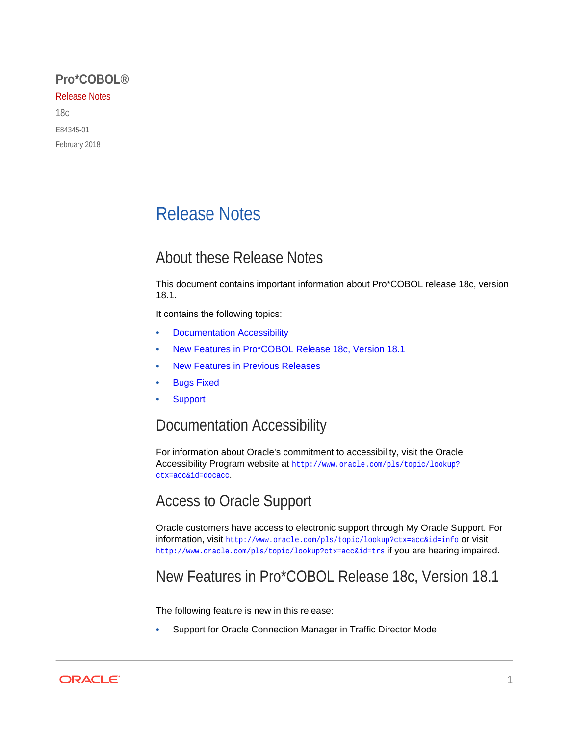# Pro*COBOL®

Release Notes

18c

E84345-01

February 2018

---

# Release Notes

## About these Release Notes

This document contains important information about Pro*COBOL release 18c, version 18.1.

It contains the following topics:

- Documentation Accessibility
- New Features in Pro*COBOL Release 18c, Version 18.1
- New Features in Previous Releases
- Bugs Fixed
- Support

## Documentation Accessibility

For information about Oracle's commitment to accessibility, visit the Oracle Accessibility Program website at `http://www.oracle.com/pls/topic/lookup?ctx=acc&id=docacc`.

## Access to Oracle Support

Oracle customers have access to electronic support through My Oracle Support. For information, visit `http://www.oracle.com/pls/topic/lookup?ctx=acc&id=info` or visit `http://www.oracle.com/pls/topic/lookup?ctx=acc&id=trs` if you are hearing impaired.

## New Features in Pro*COBOL Release 18c, Version 18.1

The following feature is new in this release:

- Support for Oracle Connection Manager in Traffic Director Mode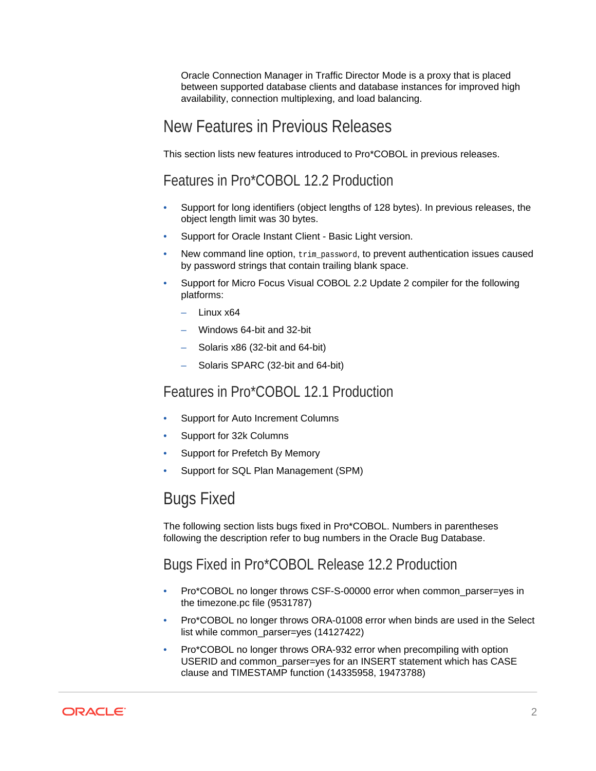Oracle Connection Manager in Traffic Director Mode is a proxy that is placed between supported database clients and database instances for improved high availability, connection multiplexing, and load balancing.

## New Features in Previous Releases

This section lists new features introduced to Pro*COBOL in previous releases.

### Features in Pro*COBOL 12.2 Production

- Support for long identifiers (object lengths of 128 bytes). In previous releases, the object length limit was 30 bytes.
- Support for Oracle Instant Client - Basic Light version.
- New command line option, `trim_password`, to prevent authentication issues caused by password strings that contain trailing blank space.
- Support for Micro Focus Visual COBOL 2.2 Update 2 compiler for the following platforms:
  - Linux x64
  - Windows 64-bit and 32-bit
  - Solaris x86 (32-bit and 64-bit)
  - Solaris SPARC (32-bit and 64-bit)

### Features in Pro*COBOL 12.1 Production

- Support for Auto Increment Columns
- Support for 32k Columns
- Support for Prefetch By Memory
- Support for SQL Plan Management (SPM)

## Bugs Fixed

The following section lists bugs fixed in Pro*COBOL. Numbers in parentheses following the description refer to bug numbers in the Oracle Bug Database.

### Bugs Fixed in Pro*COBOL Release 12.2 Production

- Pro*COBOL no longer throws CSF-S-00000 error when common_parser=yes in the timezone.pc file (9531787)
- Pro*COBOL no longer throws ORA-01008 error when binds are used in the Select list while common_parser=yes (14127422)
- Pro*COBOL no longer throws ORA-932 error when precompiling with option USERID and common_parser=yes for an INSERT statement which has CASE clause and TIMESTAMP function (14335958, 19473788)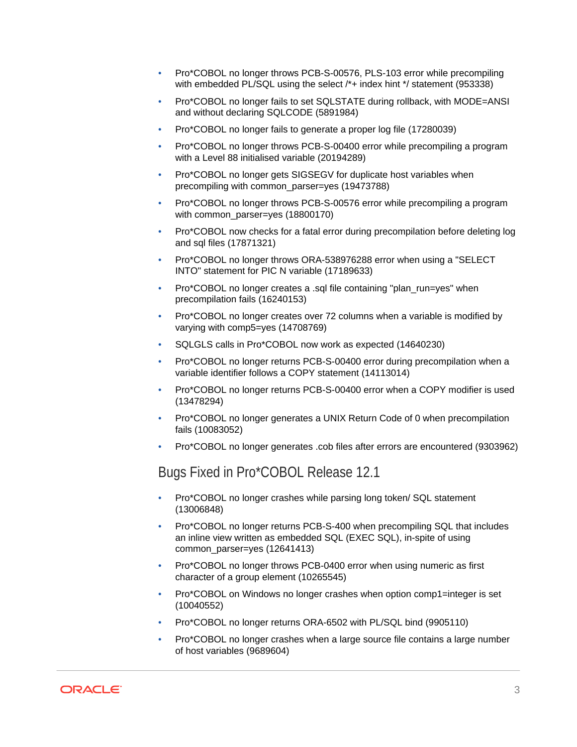- Pro*COBOL no longer throws PCB-S-00576, PLS-103 error while precompiling with embedded PL/SQL using the select /*+ index hint */ statement (953338)
- Pro*COBOL no longer fails to set SQLSTATE during rollback, with MODE=ANSI and without declaring SQLCODE (5891984)
- Pro*COBOL no longer fails to generate a proper log file (17280039)
- Pro*COBOL no longer throws PCB-S-00400 error while precompiling a program with a Level 88 initialised variable (20194289)
- Pro*COBOL no longer gets SIGSEGV for duplicate host variables when precompiling with common_parser=yes (19473788)
- Pro*COBOL no longer throws PCB-S-00576 error while precompiling a program with common_parser=yes (18800170)
- Pro*COBOL now checks for a fatal error during precompilation before deleting log and sql files (17871321)
- Pro*COBOL no longer throws ORA-538976288 error when using a "SELECT INTO" statement for PIC N variable (17189633)
- Pro*COBOL no longer creates a .sql file containing "plan_run=yes" when precompilation fails (16240153)
- Pro*COBOL no longer creates over 72 columns when a variable is modified by varying with comp5=yes (14708769)
- SQLGLS calls in Pro*COBOL now work as expected (14640230)
- Pro*COBOL no longer returns PCB-S-00400 error during precompilation when a variable identifier follows a COPY statement (14113014)
- Pro*COBOL no longer returns PCB-S-00400 error when a COPY modifier is used (13478294)
- Pro*COBOL no longer generates a UNIX Return Code of 0 when precompilation fails (10083052)
- Pro*COBOL no longer generates .cob files after errors are encountered (9303962)

## Bugs Fixed in Pro*COBOL Release 12.1

- Pro*COBOL no longer crashes while parsing long token/ SQL statement (13006848)
- Pro*COBOL no longer returns PCB-S-400 when precompiling SQL that includes an inline view written as embedded SQL (EXEC SQL), in-spite of using common_parser=yes (12641413)
- Pro*COBOL no longer throws PCB-0400 error when using numeric as first character of a group element (10265545)
- Pro*COBOL on Windows no longer crashes when option comp1=integer is set (10040552)
- Pro*COBOL no longer returns ORA-6502 with PL/SQL bind (9905110)
- Pro*COBOL no longer crashes when a large source file contains a large number of host variables (9689604)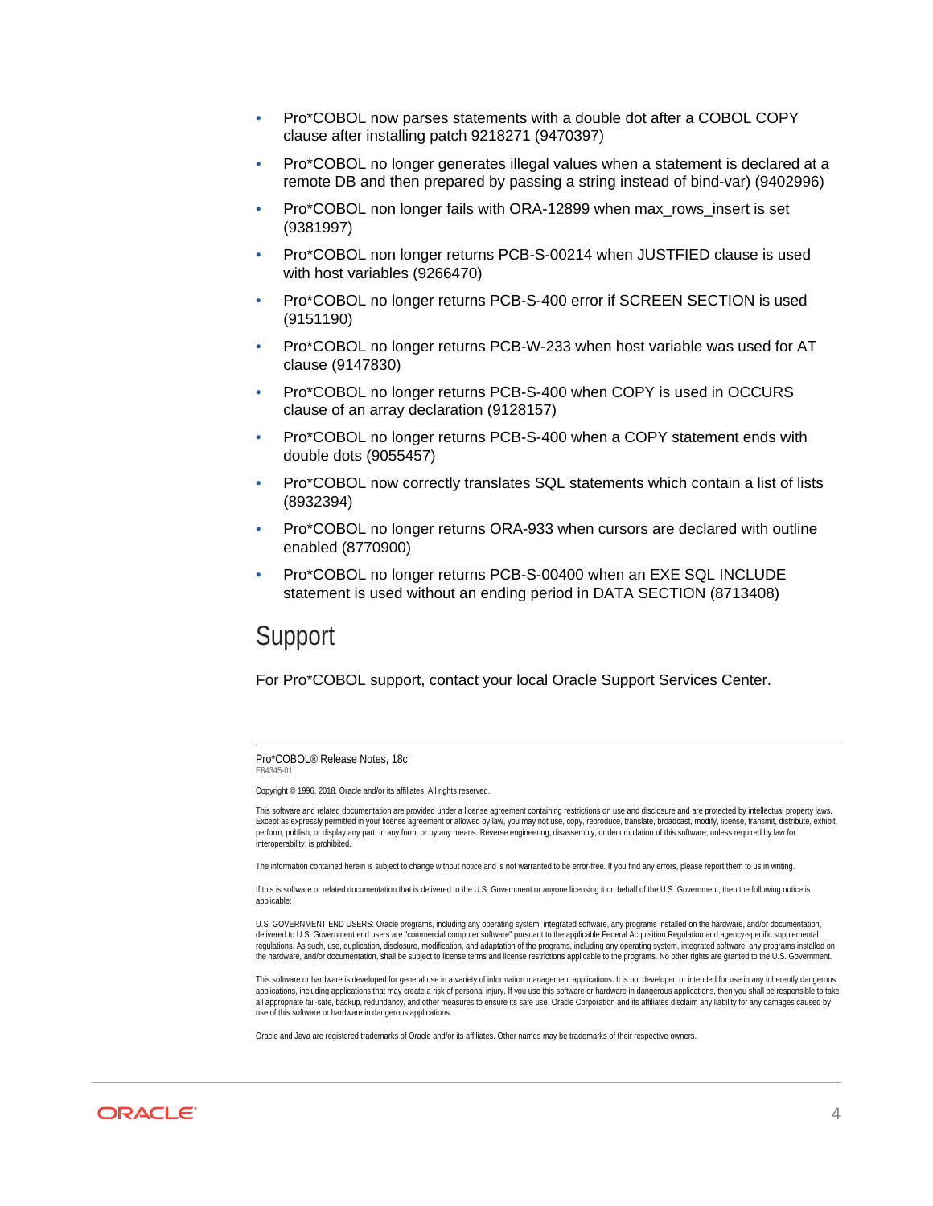- Pro*COBOL now parses statements with a double dot after a COBOL COPY clause after installing patch 9218271 (9470397)
- Pro*COBOL no longer generates illegal values when a statement is declared at a remote DB and then prepared by passing a string instead of bind-var) (9402996)
- Pro*COBOL non longer fails with ORA-12899 when max_rows_insert is set (9381997)
- Pro*COBOL non longer returns PCB-S-00214 when JUSTFIED clause is used with host variables (9266470)
- Pro*COBOL no longer returns PCB-S-400 error if SCREEN SECTION is used (9151190)
- Pro*COBOL no longer returns PCB-W-233 when host variable was used for AT clause (9147830)
- Pro*COBOL no longer returns PCB-S-400 when COPY is used in OCCURS clause of an array declaration (9128157)
- Pro*COBOL no longer returns PCB-S-400 when a COPY statement ends with double dots (9055457)
- Pro*COBOL now correctly translates SQL statements which contain a list of lists (8932394)
- Pro*COBOL no longer returns ORA-933 when cursors are declared with outline enabled (8770900)
- Pro*COBOL no longer returns PCB-S-00400 when an EXE SQL INCLUDE statement is used without an ending period in DATA SECTION (8713408)

## Support

For Pro*COBOL support, contact your local Oracle Support Services Center.

---

Pro*COBOL® Release Notes, 18c
E84345-01

Copyright © 1996, 2018, Oracle and/or its affiliates. All rights reserved.

This software and related documentation are provided under a license agreement containing restrictions on use and disclosure and are protected by intellectual property laws. Except as expressly permitted in your license agreement or allowed by law, you may not use, copy, reproduce, translate, broadcast, modify, license, transmit, distribute, exhibit, perform, publish, or display any part, in any form, or by any means. Reverse engineering, disassembly, or decompilation of this software, unless required by law for interoperability, is prohibited.

The information contained herein is subject to change without notice and is not warranted to be error-free. If you find any errors, please report them to us in writing.

If this is software or related documentation that is delivered to the U.S. Government or anyone licensing it on behalf of the U.S. Government, then the following notice is applicable:

U.S. GOVERNMENT END USERS: Oracle programs, including any operating system, integrated software, any programs installed on the hardware, and/or documentation, delivered to U.S. Government end users are "commercial computer software" pursuant to the applicable Federal Acquisition Regulation and agency-specific supplemental regulations. As such, use, duplication, disclosure, modification, and adaptation of the programs, including any operating system, integrated software, any programs installed on the hardware, and/or documentation, shall be subject to license terms and license restrictions applicable to the programs. No other rights are granted to the U.S. Government.

This software or hardware is developed for general use in a variety of information management applications. It is not developed or intended for use in any inherently dangerous applications, including applications that may create a risk of personal injury. If you use this software or hardware in dangerous applications, then you shall be responsible to take all appropriate fail-safe, backup, redundancy, and other measures to ensure its safe use. Oracle Corporation and its affiliates disclaim any liability for any damages caused by use of this software or hardware in dangerous applications.

Oracle and Java are registered trademarks of Oracle and/or its affiliates. Other names may be trademarks of their respective owners.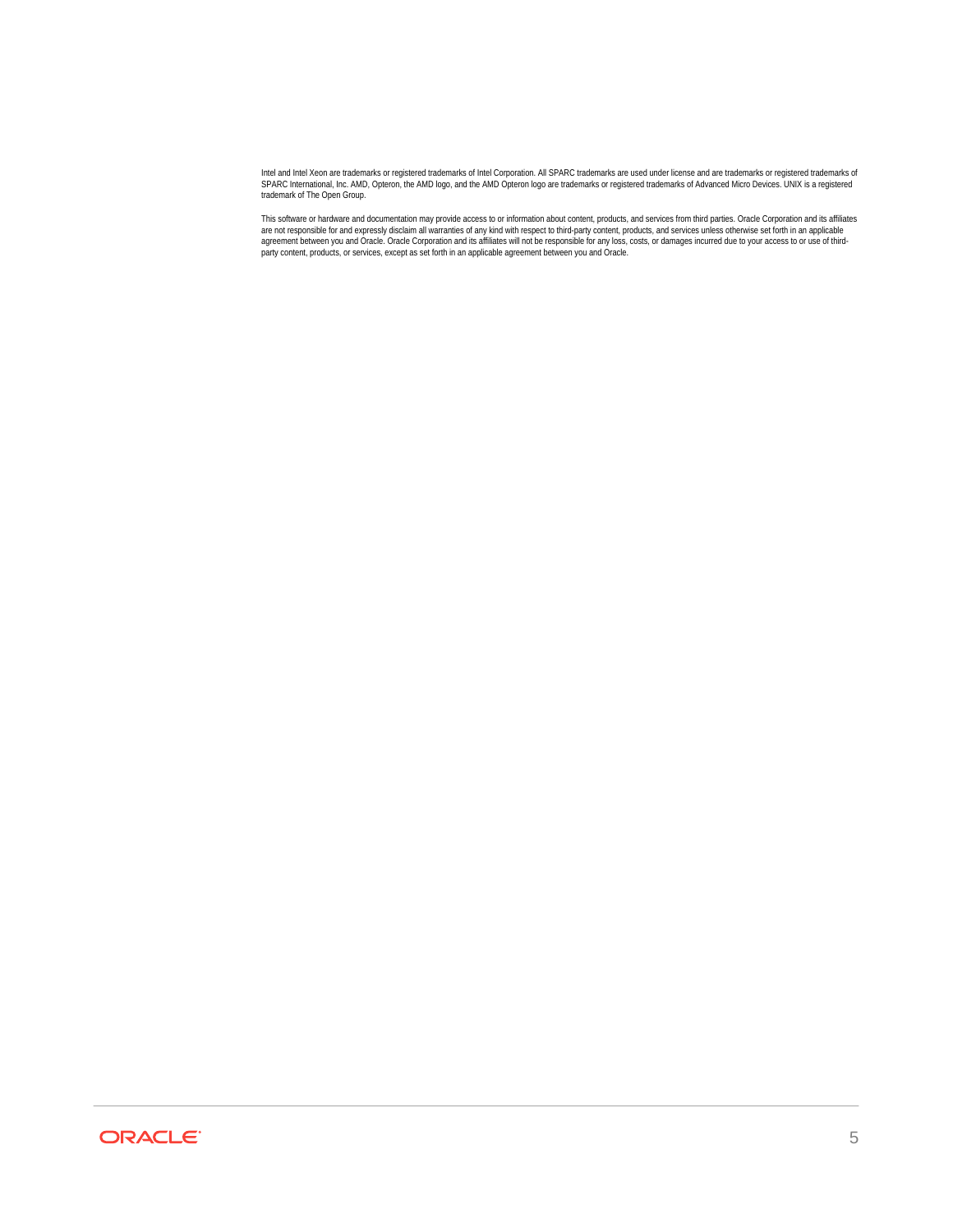Intel and Intel Xeon are trademarks or registered trademarks of Intel Corporation. All SPARC trademarks are used under license and are trademarks or registered trademarks of SPARC International, Inc. AMD, Opteron, the AMD logo, and the AMD Opteron logo are trademarks or registered trademarks of Advanced Micro Devices. UNIX is a registered trademark of The Open Group.

This software or hardware and documentation may provide access to or information about content, products, and services from third parties. Oracle Corporation and its affiliates are not responsible for and expressly disclaim all warranties of any kind with respect to third-party content, products, and services unless otherwise set forth in an applicable agreement between you and Oracle. Oracle Corporation and its affiliates will not be responsible for any loss, costs, or damages incurred due to your access to or use of third-party content, products, or services, except as set forth in an applicable agreement between you and Oracle.